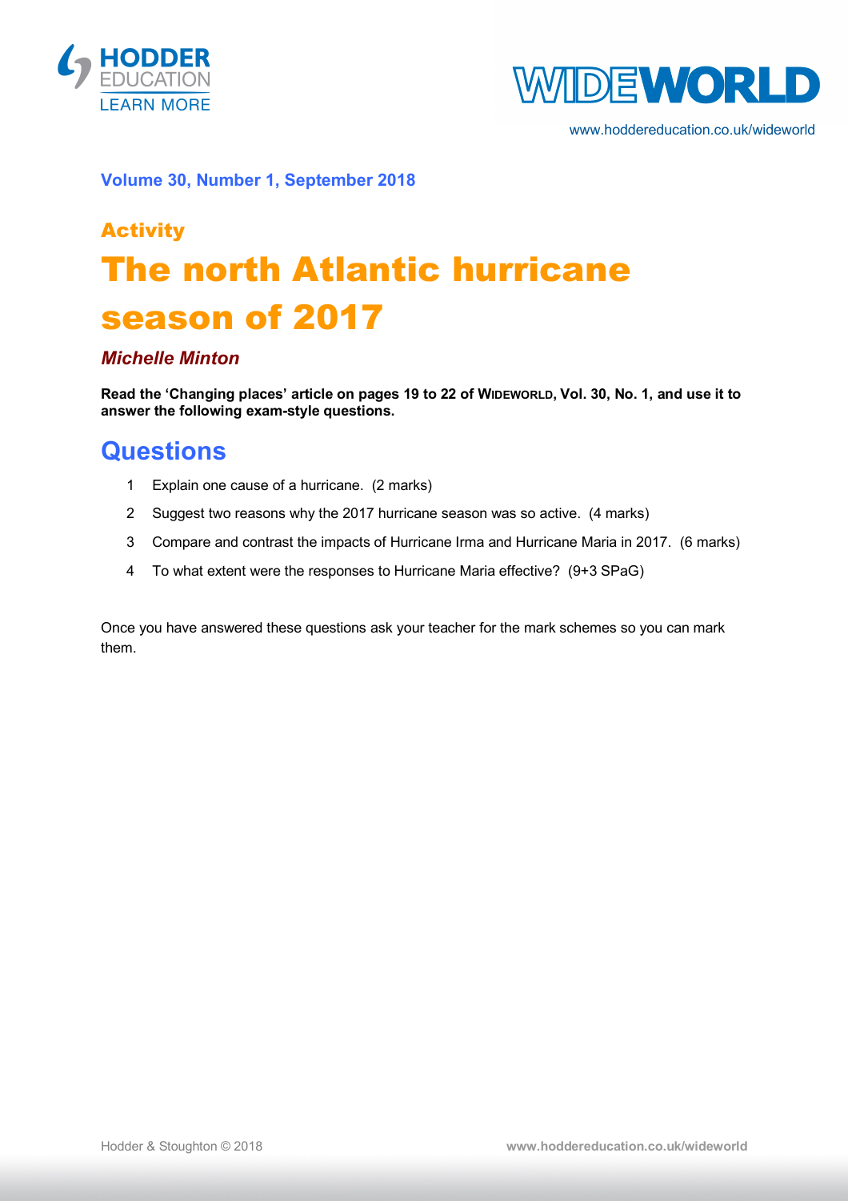Volume 30, Number 1, September 2018

## Activity

# The north Atlantic hurricane season of 2017

***Michelle Minton***

**Read the 'Changing places' article on pages 19 to 22 of WIDEWORLD, Vol. 30, No. 1, and use it to answer the following exam-style questions.**

## Questions

1. Explain one cause of a hurricane. (2 marks)
2. Suggest two reasons why the 2017 hurricane season was so active. (4 marks)
3. Compare and contrast the impacts of Hurricane Irma and Hurricane Maria in 2017. (6 marks)
4. To what extent were the responses to Hurricane Maria effective? (9+3 SPaG)

Once you have answered these questions ask your teacher for the mark schemes so you can mark them.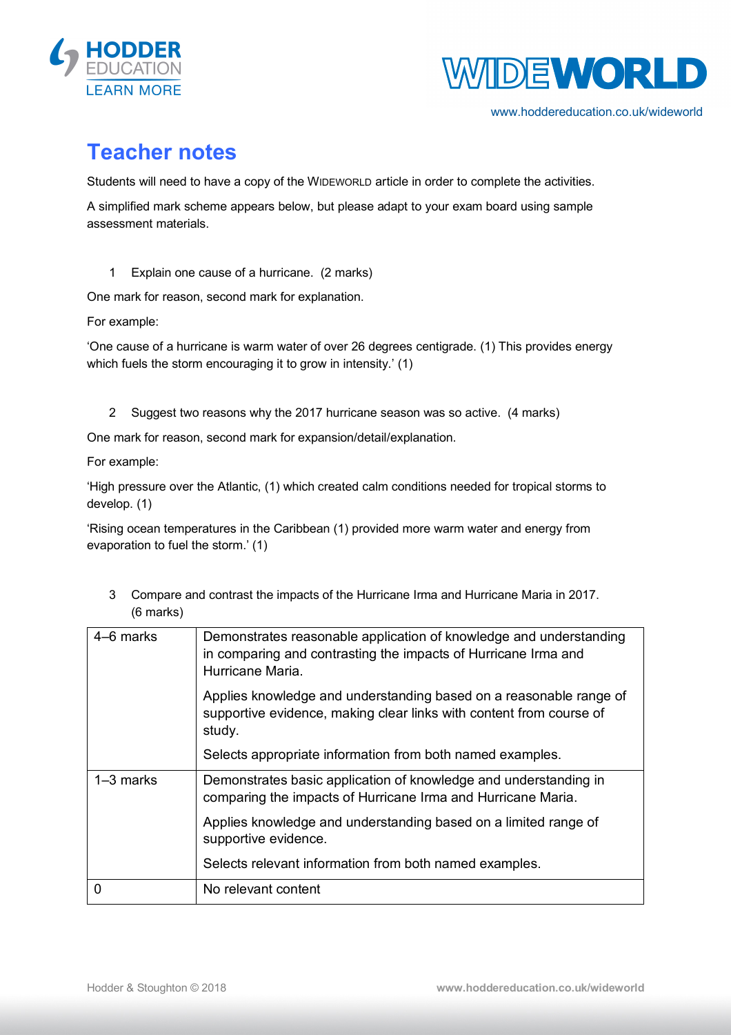# Teacher notes

Students will need to have a copy of the WIDEWORLD article in order to complete the activities.

A simplified mark scheme appears below, but please adapt to your exam board using sample assessment materials.

1 Explain one cause of a hurricane. (2 marks)

One mark for reason, second mark for explanation.

For example:

'One cause of a hurricane is warm water of over 26 degrees centigrade. (1) This provides energy which fuels the storm encouraging it to grow in intensity.' (1)

2 Suggest two reasons why the 2017 hurricane season was so active. (4 marks)

One mark for reason, second mark for expansion/detail/explanation.

For example:

'High pressure over the Atlantic, (1) which created calm conditions needed for tropical storms to develop. (1)

'Rising ocean temperatures in the Caribbean (1) provided more warm water and energy from evaporation to fuel the storm.' (1)

3 Compare and contrast the impacts of the Hurricane Irma and Hurricane Maria in 2017. (6 marks)

| Marks | Descriptor |
|---|---|
| 4–6 marks | Demonstrates reasonable application of knowledge and understanding in comparing and contrasting the impacts of Hurricane Irma and Hurricane Maria.<br><br>Applies knowledge and understanding based on a reasonable range of supportive evidence, making clear links with content from course of study.<br><br>Selects appropriate information from both named examples. |
| 1–3 marks | Demonstrates basic application of knowledge and understanding in comparing the impacts of Hurricane Irma and Hurricane Maria.<br><br>Applies knowledge and understanding based on a limited range of supportive evidence.<br><br>Selects relevant information from both named examples. |
| 0 | No relevant content |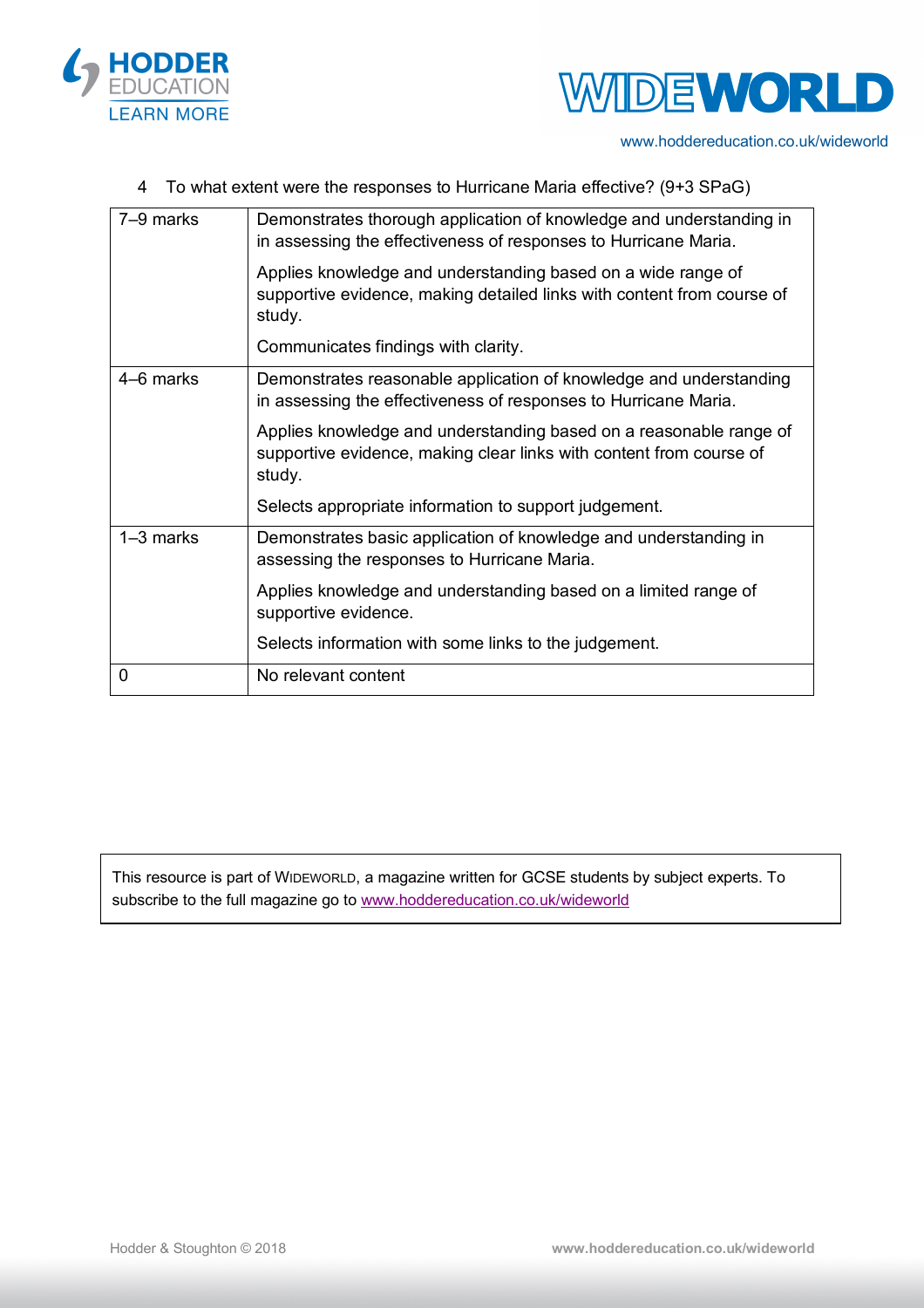4 To what extent were the responses to Hurricane Maria effective? (9+3 SPaG)

| | |
|---|---|
| 7–9 marks | Demonstrates thorough application of knowledge and understanding in in assessing the effectiveness of responses to Hurricane Maria.<br><br>Applies knowledge and understanding based on a wide range of supportive evidence, making detailed links with content from course of study.<br><br>Communicates findings with clarity. |
| 4–6 marks | Demonstrates reasonable application of knowledge and understanding in assessing the effectiveness of responses to Hurricane Maria.<br><br>Applies knowledge and understanding based on a reasonable range of supportive evidence, making clear links with content from course of study.<br><br>Selects appropriate information to support judgement. |
| 1–3 marks | Demonstrates basic application of knowledge and understanding in assessing the responses to Hurricane Maria.<br><br>Applies knowledge and understanding based on a limited range of supportive evidence.<br><br>Selects information with some links to the judgement. |
| 0 | No relevant content |

This resource is part of WIDEWORLD, a magazine written for GCSE students by subject experts. To subscribe to the full magazine go to www.hoddereducation.co.uk/wideworld